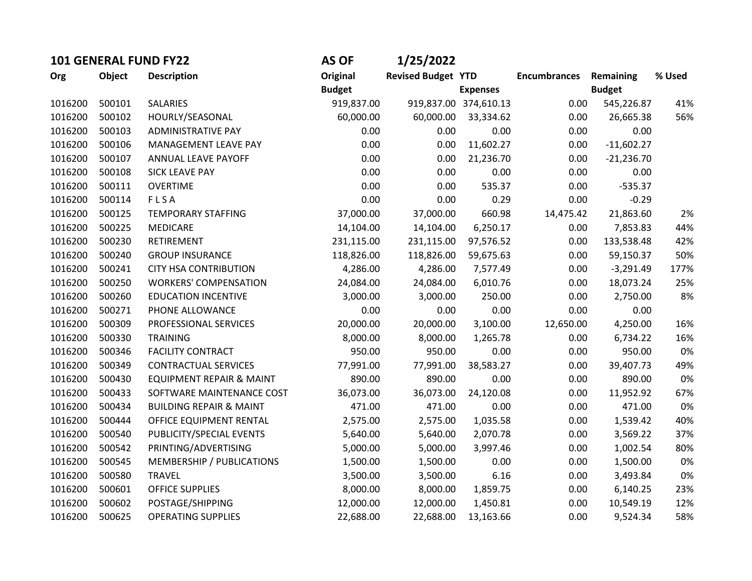**101 GENERAL FUND FY22** **AS OF** **1/25/2022**

| Org | Object | Description | Original Budget | Revised Budget | YTD Expenses | Encumbrances | Remaining Budget | % Used |
|---|---|---|---|---|---|---|---|---|
| 1016200 | 500101 | SALARIES | 919,837.00 | 919,837.00 | 374,610.13 | 0.00 | 545,226.87 | 41% |
| 1016200 | 500102 | HOURLY/SEASONAL | 60,000.00 | 60,000.00 | 33,334.62 | 0.00 | 26,665.38 | 56% |
| 1016200 | 500103 | ADMINISTRATIVE PAY | 0.00 | 0.00 | 0.00 | 0.00 | 0.00 | |
| 1016200 | 500106 | MANAGEMENT LEAVE PAY | 0.00 | 0.00 | 11,602.27 | 0.00 | -11,602.27 | |
| 1016200 | 500107 | ANNUAL LEAVE PAYOFF | 0.00 | 0.00 | 21,236.70 | 0.00 | -21,236.70 | |
| 1016200 | 500108 | SICK LEAVE PAY | 0.00 | 0.00 | 0.00 | 0.00 | 0.00 | |
| 1016200 | 500111 | OVERTIME | 0.00 | 0.00 | 535.37 | 0.00 | -535.37 | |
| 1016200 | 500114 | F L S A | 0.00 | 0.00 | 0.29 | 0.00 | -0.29 | |
| 1016200 | 500125 | TEMPORARY STAFFING | 37,000.00 | 37,000.00 | 660.98 | 14,475.42 | 21,863.60 | 2% |
| 1016200 | 500225 | MEDICARE | 14,104.00 | 14,104.00 | 6,250.17 | 0.00 | 7,853.83 | 44% |
| 1016200 | 500230 | RETIREMENT | 231,115.00 | 231,115.00 | 97,576.52 | 0.00 | 133,538.48 | 42% |
| 1016200 | 500240 | GROUP INSURANCE | 118,826.00 | 118,826.00 | 59,675.63 | 0.00 | 59,150.37 | 50% |
| 1016200 | 500241 | CITY HSA CONTRIBUTION | 4,286.00 | 4,286.00 | 7,577.49 | 0.00 | -3,291.49 | 177% |
| 1016200 | 500250 | WORKERS' COMPENSATION | 24,084.00 | 24,084.00 | 6,010.76 | 0.00 | 18,073.24 | 25% |
| 1016200 | 500260 | EDUCATION INCENTIVE | 3,000.00 | 3,000.00 | 250.00 | 0.00 | 2,750.00 | 8% |
| 1016200 | 500271 | PHONE ALLOWANCE | 0.00 | 0.00 | 0.00 | 0.00 | 0.00 | |
| 1016200 | 500309 | PROFESSIONAL SERVICES | 20,000.00 | 20,000.00 | 3,100.00 | 12,650.00 | 4,250.00 | 16% |
| 1016200 | 500330 | TRAINING | 8,000.00 | 8,000.00 | 1,265.78 | 0.00 | 6,734.22 | 16% |
| 1016200 | 500346 | FACILITY CONTRACT | 950.00 | 950.00 | 0.00 | 0.00 | 950.00 | 0% |
| 1016200 | 500349 | CONTRACTUAL SERVICES | 77,991.00 | 77,991.00 | 38,583.27 | 0.00 | 39,407.73 | 49% |
| 1016200 | 500430 | EQUIPMENT REPAIR & MAINT | 890.00 | 890.00 | 0.00 | 0.00 | 890.00 | 0% |
| 1016200 | 500433 | SOFTWARE MAINTENANCE COST | 36,073.00 | 36,073.00 | 24,120.08 | 0.00 | 11,952.92 | 67% |
| 1016200 | 500434 | BUILDING REPAIR & MAINT | 471.00 | 471.00 | 0.00 | 0.00 | 471.00 | 0% |
| 1016200 | 500444 | OFFICE EQUIPMENT RENTAL | 2,575.00 | 2,575.00 | 1,035.58 | 0.00 | 1,539.42 | 40% |
| 1016200 | 500540 | PUBLICITY/SPECIAL EVENTS | 5,640.00 | 5,640.00 | 2,070.78 | 0.00 | 3,569.22 | 37% |
| 1016200 | 500542 | PRINTING/ADVERTISING | 5,000.00 | 5,000.00 | 3,997.46 | 0.00 | 1,002.54 | 80% |
| 1016200 | 500545 | MEMBERSHIP / PUBLICATIONS | 1,500.00 | 1,500.00 | 0.00 | 0.00 | 1,500.00 | 0% |
| 1016200 | 500580 | TRAVEL | 3,500.00 | 3,500.00 | 6.16 | 0.00 | 3,493.84 | 0% |
| 1016200 | 500601 | OFFICE SUPPLIES | 8,000.00 | 8,000.00 | 1,859.75 | 0.00 | 6,140.25 | 23% |
| 1016200 | 500602 | POSTAGE/SHIPPING | 12,000.00 | 12,000.00 | 1,450.81 | 0.00 | 10,549.19 | 12% |
| 1016200 | 500625 | OPERATING SUPPLIES | 22,688.00 | 22,688.00 | 13,163.66 | 0.00 | 9,524.34 | 58% |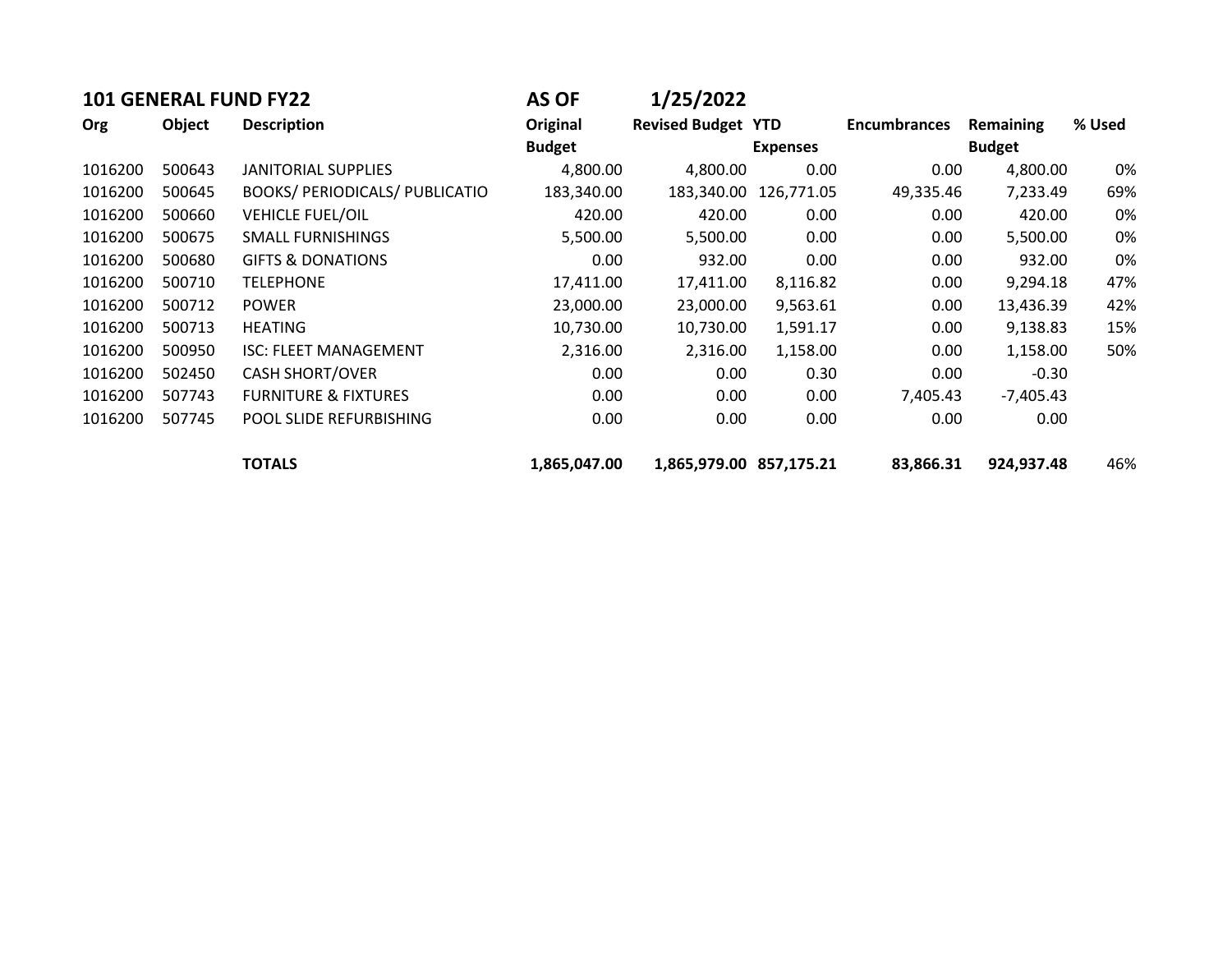| 101 GENERAL FUND FY22 | | | AS OF | 1/25/2022 | | | | |
|---|---|---|---|---|---|---|---|---|
| Org | Object | Description | Original Budget | Revised Budget | YTD Expenses | Encumbrances | Remaining Budget | % Used |
| 1016200 | 500643 | JANITORIAL SUPPLIES | 4,800.00 | 4,800.00 | 0.00 | 0.00 | 4,800.00 | 0% |
| 1016200 | 500645 | BOOKS/ PERIODICALS/ PUBLICATIO | 183,340.00 | 183,340.00 | 126,771.05 | 49,335.46 | 7,233.49 | 69% |
| 1016200 | 500660 | VEHICLE FUEL/OIL | 420.00 | 420.00 | 0.00 | 0.00 | 420.00 | 0% |
| 1016200 | 500675 | SMALL FURNISHINGS | 5,500.00 | 5,500.00 | 0.00 | 0.00 | 5,500.00 | 0% |
| 1016200 | 500680 | GIFTS & DONATIONS | 0.00 | 932.00 | 0.00 | 0.00 | 932.00 | 0% |
| 1016200 | 500710 | TELEPHONE | 17,411.00 | 17,411.00 | 8,116.82 | 0.00 | 9,294.18 | 47% |
| 1016200 | 500712 | POWER | 23,000.00 | 23,000.00 | 9,563.61 | 0.00 | 13,436.39 | 42% |
| 1016200 | 500713 | HEATING | 10,730.00 | 10,730.00 | 1,591.17 | 0.00 | 9,138.83 | 15% |
| 1016200 | 500950 | ISC: FLEET MANAGEMENT | 2,316.00 | 2,316.00 | 1,158.00 | 0.00 | 1,158.00 | 50% |
| 1016200 | 502450 | CASH SHORT/OVER | 0.00 | 0.00 | 0.30 | 0.00 | -0.30 | |
| 1016200 | 507743 | FURNITURE & FIXTURES | 0.00 | 0.00 | 0.00 | 7,405.43 | -7,405.43 | |
| 1016200 | 507745 | POOL SLIDE REFURBISHING | 0.00 | 0.00 | 0.00 | 0.00 | 0.00 | |
| | | **TOTALS** | **1,865,047.00** | **1,865,979.00** | **857,175.21** | **83,866.31** | **924,937.48** | 46% |